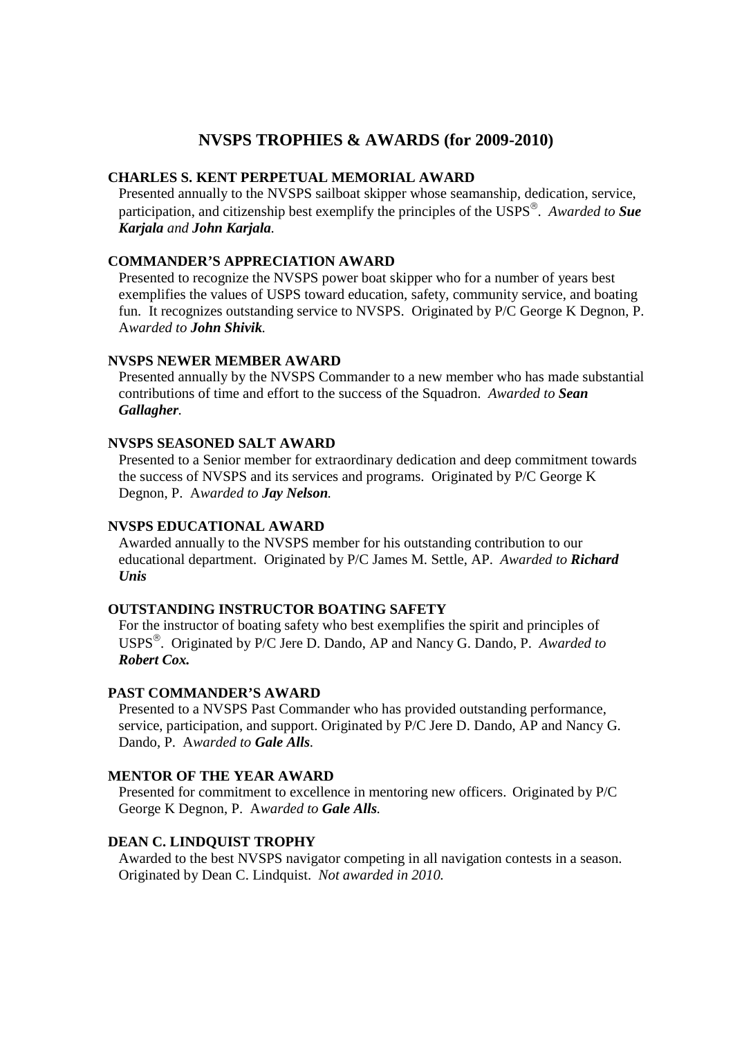# NVSPS TROPHIES & AWARDS (for 2009-2010)

### CHARLES S. KENT PERPETUAL MEMORIAL AWARD

Presented annually to the NVSPS sailboat skipper whose seamanship, dedication, service, participation, and citizenship best exemplify the principles of the USPS®. *Awarded to **Sue Karjala** and **John Karjala**.*

### COMMANDER'S APPRECIATION AWARD

Presented to recognize the NVSPS power boat skipper who for a number of years best exemplifies the values of USPS toward education, safety, community service, and boating fun. It recognizes outstanding service to NVSPS. Originated by P/C George K Degnon, P. A*warded to **John Shivik**.*

### NVSPS NEWER MEMBER AWARD

Presented annually by the NVSPS Commander to a new member who has made substantial contributions of time and effort to the success of the Squadron. *Awarded to **Sean Gallagher**.*

### NVSPS SEASONED SALT AWARD

Presented to a Senior member for extraordinary dedication and deep commitment towards the success of NVSPS and its services and programs. Originated by P/C George K Degnon, P. A*warded to **Jay Nelson**.*

### NVSPS EDUCATIONAL AWARD

Awarded annually to the NVSPS member for his outstanding contribution to our educational department. Originated by P/C James M. Settle, AP. *Awarded to **Richard Unis***

### OUTSTANDING INSTRUCTOR BOATING SAFETY

For the instructor of boating safety who best exemplifies the spirit and principles of USPS®. Originated by P/C Jere D. Dando, AP and Nancy G. Dando, P. *Awarded to **Robert Cox.***

### PAST COMMANDER'S AWARD

Presented to a NVSPS Past Commander who has provided outstanding performance, service, participation, and support. Originated by P/C Jere D. Dando, AP and Nancy G. Dando, P. A*warded to **Gale Alls**.*

### MENTOR OF THE YEAR AWARD

Presented for commitment to excellence in mentoring new officers. Originated by P/C George K Degnon, P. A*warded to **Gale Alls**.*

### DEAN C. LINDQUIST TROPHY

Awarded to the best NVSPS navigator competing in all navigation contests in a season. Originated by Dean C. Lindquist. *Not awarded in 2010.*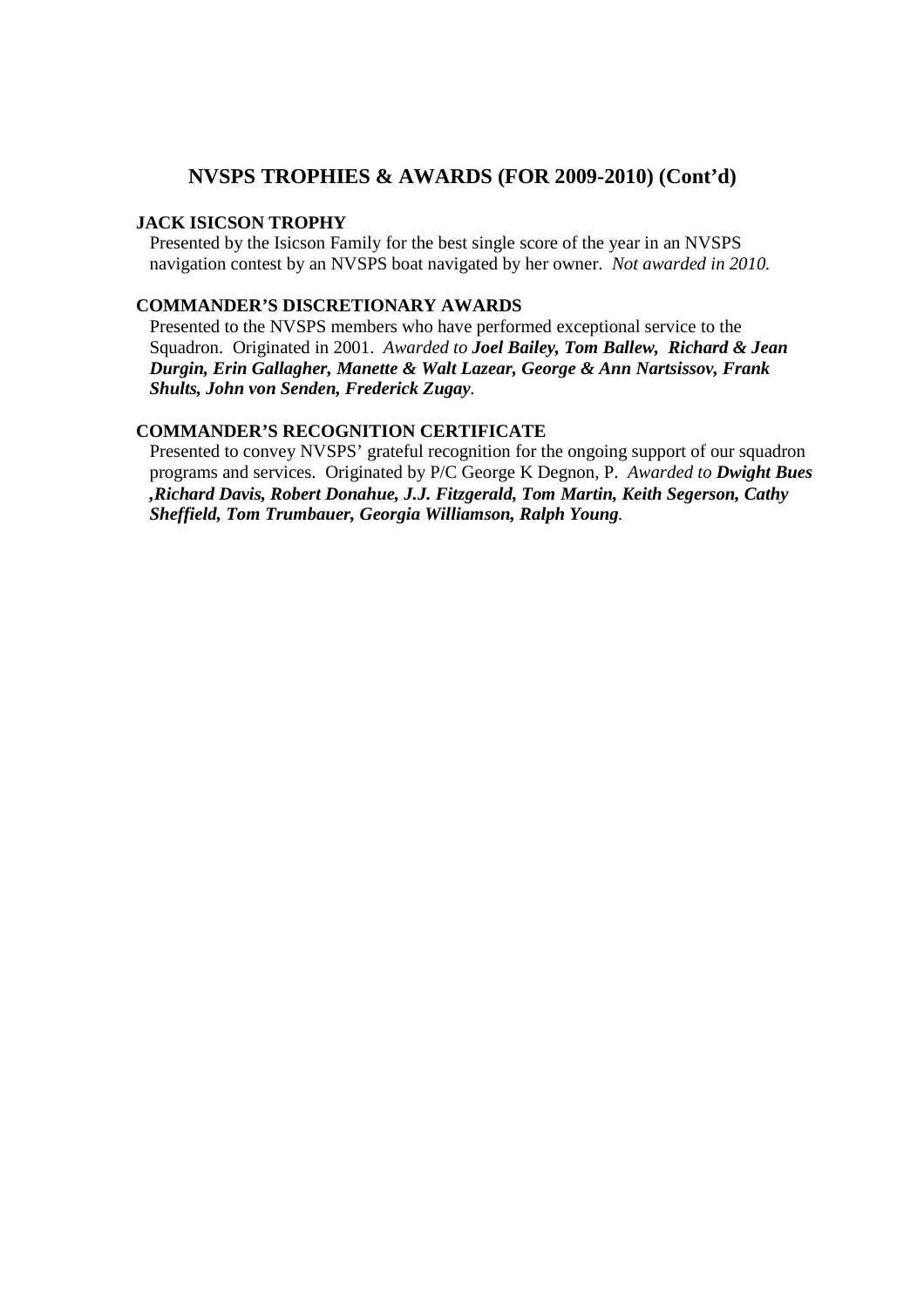## NVSPS TROPHIES & AWARDS (FOR 2009-2010) (Cont'd)

### JACK ISICSON TROPHY

Presented by the Isicson Family for the best single score of the year in an NVSPS navigation contest by an NVSPS boat navigated by her owner. *Not awarded in 2010.*

### COMMANDER'S DISCRETIONARY AWARDS

Presented to the NVSPS members who have performed exceptional service to the Squadron. Originated in 2001. *Awarded to **Joel Bailey, Tom Ballew, Richard & Jean Durgin, Erin Gallagher, Manette & Walt Lazear, George & Ann Nartsissov, Frank Shults, John von Senden, Frederick Zugay**.*

### COMMANDER'S RECOGNITION CERTIFICATE

Presented to convey NVSPS' grateful recognition for the ongoing support of our squadron programs and services. Originated by P/C George K Degnon, P. *Awarded to **Dwight Bues ,Richard Davis, Robert Donahue, J.J. Fitzgerald, Tom Martin, Keith Segerson, Cathy Sheffield, Tom Trumbauer, Georgia Williamson, Ralph Young**.*